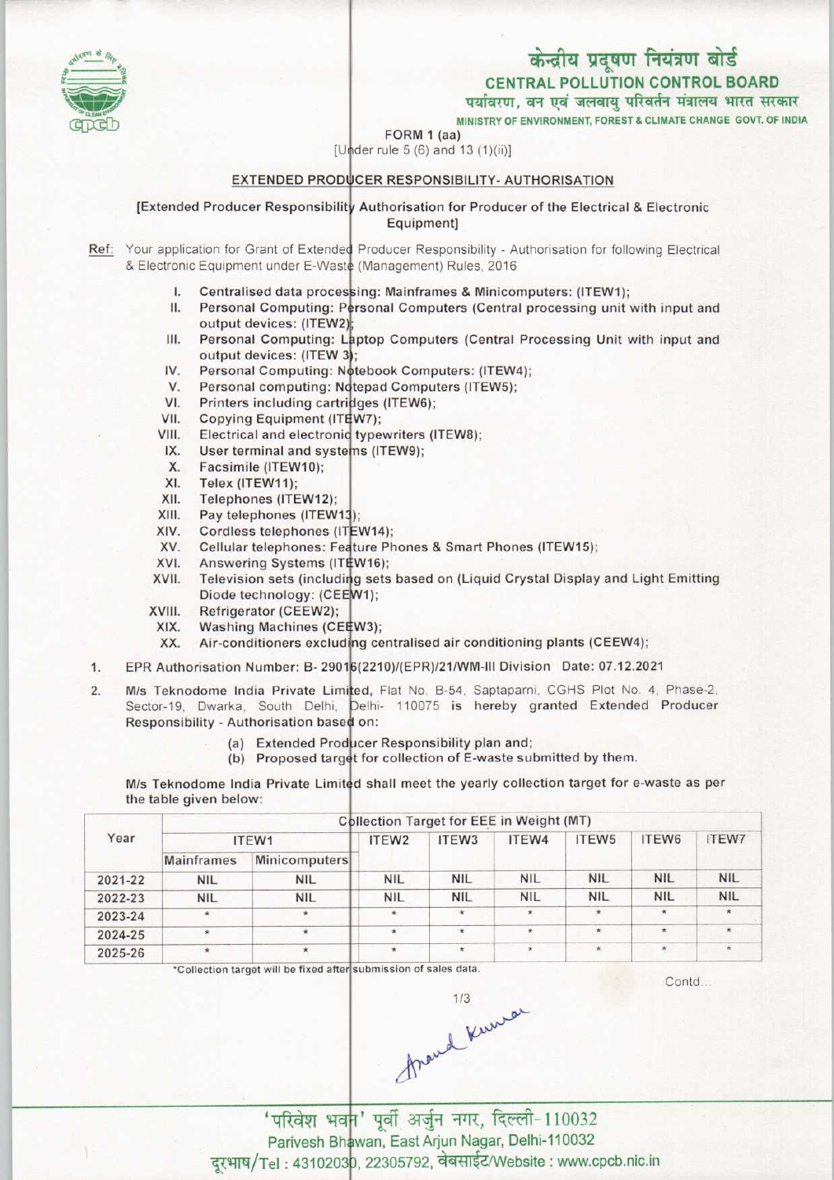# केन्द्रीय प्रदूषण नियंत्रण बोर्ड

## CENTRAL POLLUTION CONTROL BOARD

पर्यावरण, वन एवं जलवायु परिवर्तन मंत्रालय भारत सरकार

MINISTRY OF ENVIRONMENT, FOREST & CLIMATE CHANGE GOVT. OF INDIA

FORM 1 (aa)

[Under rule 5 (6) and 13 (1)(ii)]

### EXTENDED PRODUCER RESPONSIBILITY- AUTHORISATION

[Extended Producer Responsibility Authorisation for Producer of the Electrical & Electronic Equipment]

Ref: Your application for Grant of Extended Producer Responsibility - Authorisation for following Electrical & Electronic Equipment under E-Waste (Management) Rules, 2016

I. Centralised data processing: Mainframes & Minicomputers: (ITEW1);
II. Personal Computing: Personal Computers (Central processing unit with input and output devices: (ITEW2);
III. Personal Computing: Laptop Computers (Central Processing Unit with input and output devices: (ITEW 3);
IV. Personal Computing: Notebook Computers: (ITEW4);
V. Personal computing: Notepad Computers (ITEW5);
VI. Printers including cartridges (ITEW6);
VII. Copying Equipment (ITEW7);
VIII. Electrical and electronic typewriters (ITEW8);
IX. User terminal and systems (ITEW9);
X. Facsimile (ITEW10);
XI. Telex (ITEW11);
XII. Telephones (ITEW12);
XIII. Pay telephones (ITEW13);
XIV. Cordless telephones (ITEW14);
XV. Cellular telephones: Feature Phones & Smart Phones (ITEW15);
XVI. Answering Systems (ITEW16);
XVII. Television sets (including sets based on (Liquid Crystal Display and Light Emitting Diode technology: (CEEW1);
XVIII. Refrigerator (CEEW2);
XIX. Washing Machines (CEEW3);
XX. Air-conditioners excluding centralised air conditioning plants (CEEW4);

1. EPR Authorisation Number: B- 29016(2210)/(EPR)/21/WM-III Division Date: 07.12.2021

2. M/s Teknodome India Private Limited, Flat No. B-54, Saptaparni, CGHS Plot No. 4, Phase-2, Sector-19, Dwarka, South Delhi, Delhi- 110075 is hereby granted Extended Producer Responsibility - Authorisation based on:

   (a) Extended Producer Responsibility plan and;
   (b) Proposed target for collection of E-waste submitted by them.

M/s Teknodome India Private Limited shall meet the yearly collection target for e-waste as per the table given below:

| Year | Collection Target for EEE in Weight (MT) | | | | | | | |
|---|---|---|---|---|---|---|---|---|
| | ITEW1 | | ITEW2 | ITEW3 | ITEW4 | ITEW5 | ITEW6 | ITEW7 |
| | Mainframes | Minicomputers | | | | | | |
| 2021-22 | NIL | NIL | NIL | NIL | NIL | NIL | NIL | NIL |
| 2022-23 | NIL | NIL | NIL | NIL | NIL | NIL | NIL | NIL |
| 2023-24 | * | * | * | * | * | * | * | * |
| 2024-25 | * | * | * | * | * | * | * | * |
| 2025-26 | * | * | * | * | * | * | * | * |

*Collection target will be fixed after submission of sales data.

Contd...

'परिवेश भवन' पूर्वी अर्जुन नगर, दिल्ली-110032
Parivesh Bhawan, East Arjun Nagar, Delhi-110032
दूरभाष/Tel : 43102030, 22305792, वेबसाईट/Website : www.cpcb.nic.in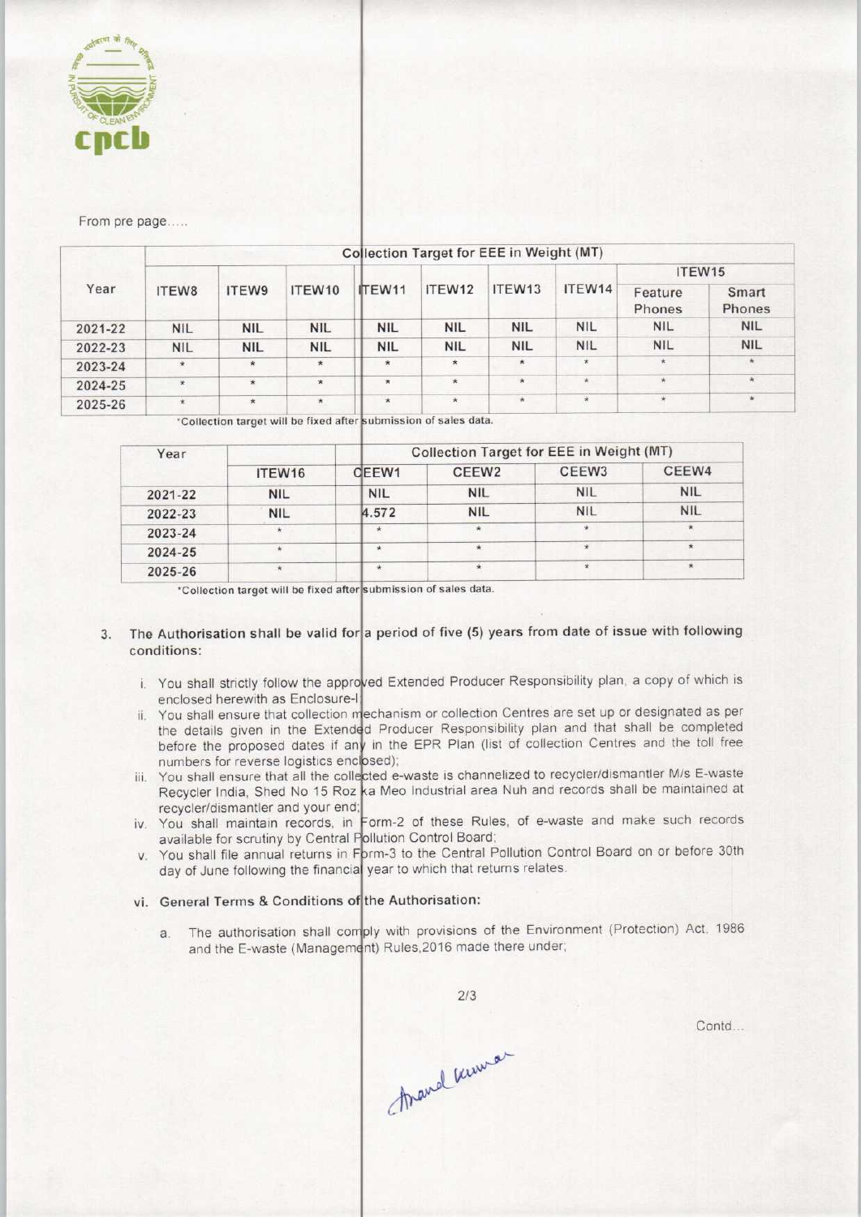From pre page.....

| Year | Collection Target for EEE in Weight (MT) | | | | | | | | |
|---|---|---|---|---|---|---|---|---|---|
| | ITEW8 | ITEW9 | ITEW10 | ITEW11 | ITEW12 | ITEW13 | ITEW14 | ITEW15 | |
| | | | | | | | | Feature Phones | Smart Phones |
| 2021-22 | NIL | NIL | NIL | NIL | NIL | NIL | NIL | NIL | NIL |
| 2022-23 | NIL | NIL | NIL | NIL | NIL | NIL | NIL | NIL | NIL |
| 2023-24 | * | * | * | * | * | * | * | * | * |
| 2024-25 | * | * | * | * | * | * | * | * | * |
| 2025-26 | * | * | * | * | * | * | * | * | * |

*Collection target will be fixed after submission of sales data.

| Year | Collection Target for EEE in Weight (MT) | | | | |
|---|---|---|---|---|---|
| | ITEW16 | CEEW1 | CEEW2 | CEEW3 | CEEW4 |
| 2021-22 | NIL | NIL | NIL | NIL | NIL |
| 2022-23 | NIL | 4.572 | NIL | NIL | NIL |
| 2023-24 | * | * | * | * | * |
| 2024-25 | * | * | * | * | * |
| 2025-26 | * | * | * | * | * |

*Collection target will be fixed after submission of sales data.

3. The Authorisation shall be valid for a period of five (5) years from date of issue with following conditions:

   i. You shall strictly follow the approved Extended Producer Responsibility plan, a copy of which is enclosed herewith as Enclosure-I;

   ii. You shall ensure that collection mechanism or collection Centres are set up or designated as per the details given in the Extended Producer Responsibility plan and that shall be completed before the proposed dates if any in the EPR Plan (list of collection Centres and the toll free numbers for reverse logistics enclosed);

   iii. You shall ensure that all the collected e-waste is channelized to recycler/dismantler M/s E-waste Recycler India, Shed No 15 Roz ka Meo Industrial area Nuh and records shall be maintained at recycler/dismantler and your end;

   iv. You shall maintain records, in Form-2 of these Rules, of e-waste and make such records available for scrutiny by Central Pollution Control Board;

   v. You shall file annual returns in Form-3 to the Central Pollution Control Board on or before 30th day of June following the financial year to which that returns relates.

   vi. **General Terms & Conditions of the Authorisation:**

      a. The authorisation shall comply with provisions of the Environment (Protection) Act, 1986 and the E-waste (Management) Rules,2016 made there under;

Contd...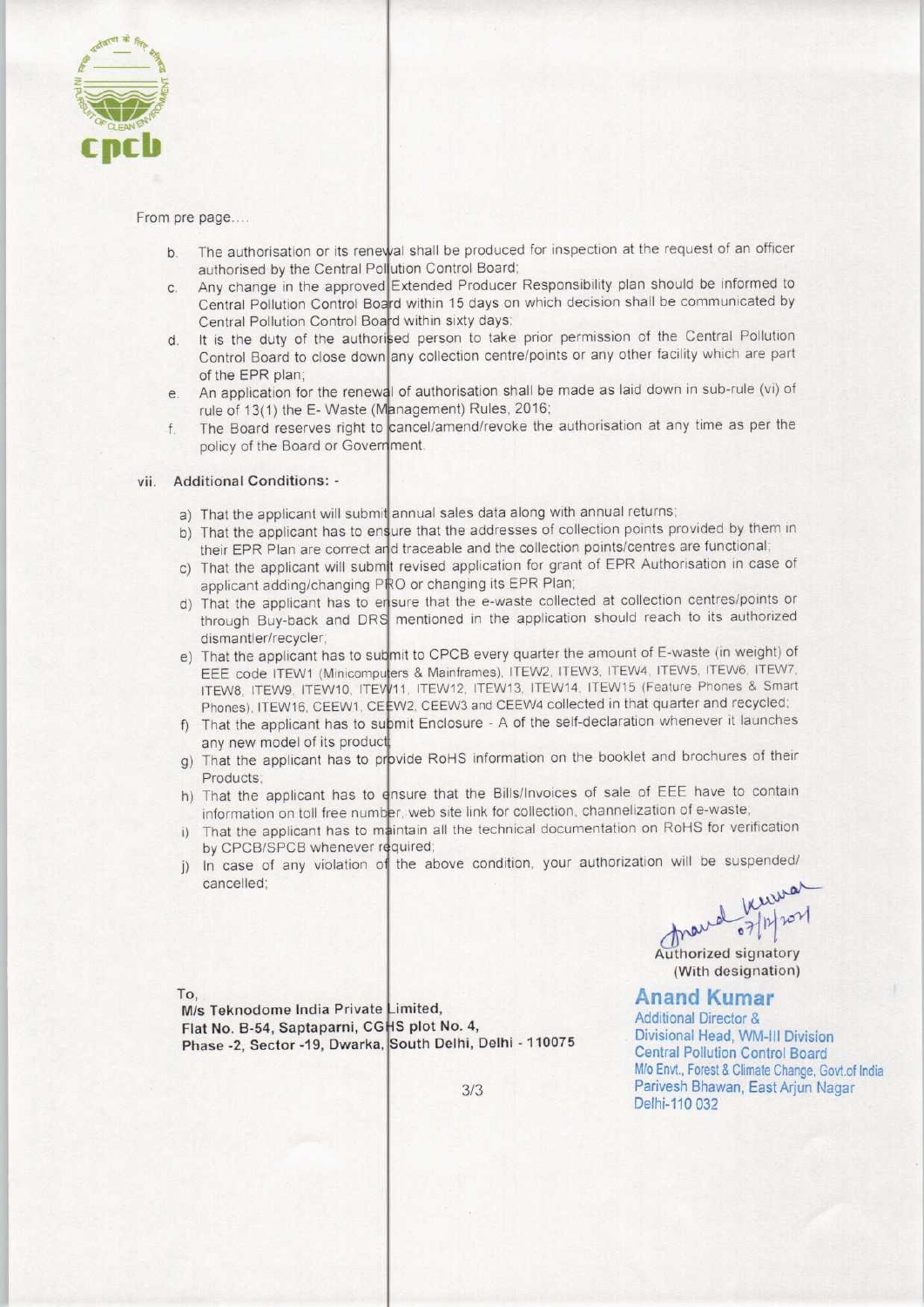From pre page....

b. The authorisation or its renewal shall be produced for inspection at the request of an officer authorised by the Central Pollution Control Board;
c. Any change in the approved Extended Producer Responsibility plan should be informed to Central Pollution Control Board within 15 days on which decision shall be communicated by Central Pollution Control Board within sixty days;
d. It is the duty of the authorised person to take prior permission of the Central Pollution Control Board to close down any collection centre/points or any other facility which are part of the EPR plan;
e. An application for the renewal of authorisation shall be made as laid down in sub-rule (vi) of rule of 13(1) the E- Waste (Management) Rules, 2016;
f. The Board reserves right to cancel/amend/revoke the authorisation at any time as per the policy of the Board or Government.

vii. Additional Conditions: -

a) That the applicant will submit annual sales data along with annual returns;
b) That the applicant has to ensure that the addresses of collection points provided by them in their EPR Plan are correct and traceable and the collection points/centres are functional;
c) That the applicant will submit revised application for grant of EPR Authorisation in case of applicant adding/changing PRO or changing its EPR Plan;
d) That the applicant has to ensure that the e-waste collected at collection centres/points or through Buy-back and DRS mentioned in the application should reach to its authorized dismantler/recycler;
e) That the applicant has to submit to CPCB every quarter the amount of E-waste (in weight) of EEE code ITEW1 (Minicomputers & Mainframes), ITEW2, ITEW3, ITEW4, ITEW5, ITEW6, ITEW7, ITEW8, ITEW9, ITEW10, ITEW11, ITEW12, ITEW13, ITEW14, ITEW15 (Feature Phones & Smart Phones), ITEW16, CEEW1, CEEW2, CEEW3 and CEEW4 collected in that quarter and recycled;
f) That the applicant has to submit Enclosure - A of the self-declaration whenever it launches any new model of its product;
g) That the applicant has to provide RoHS information on the booklet and brochures of their Products;
h) That the applicant has to ensure that the Bills/Invoices of sale of EEE have to contain information on toll free number, web site link for collection, channelization of e-waste;
i) That the applicant has to maintain all the technical documentation on RoHS for verification by CPCB/SPCB whenever required;
j) In case of any violation of the above condition, your authorization will be suspended/ cancelled;

Authorized signatory
(With designation)

**Anand Kumar**
Additional Director &
Divisional Head, WM-III Division
Central Pollution Control Board
M/o Envt., Forest & Climate Change, Govt.of India
Parivesh Bhawan, East Arjun Nagar
Delhi-110 032

To,
**M/s Teknodome India Private Limited,**
**Flat No. B-54, Saptaparni, CGHS plot No. 4,**
**Phase -2, Sector -19, Dwarka, South Delhi, Delhi - 110075**